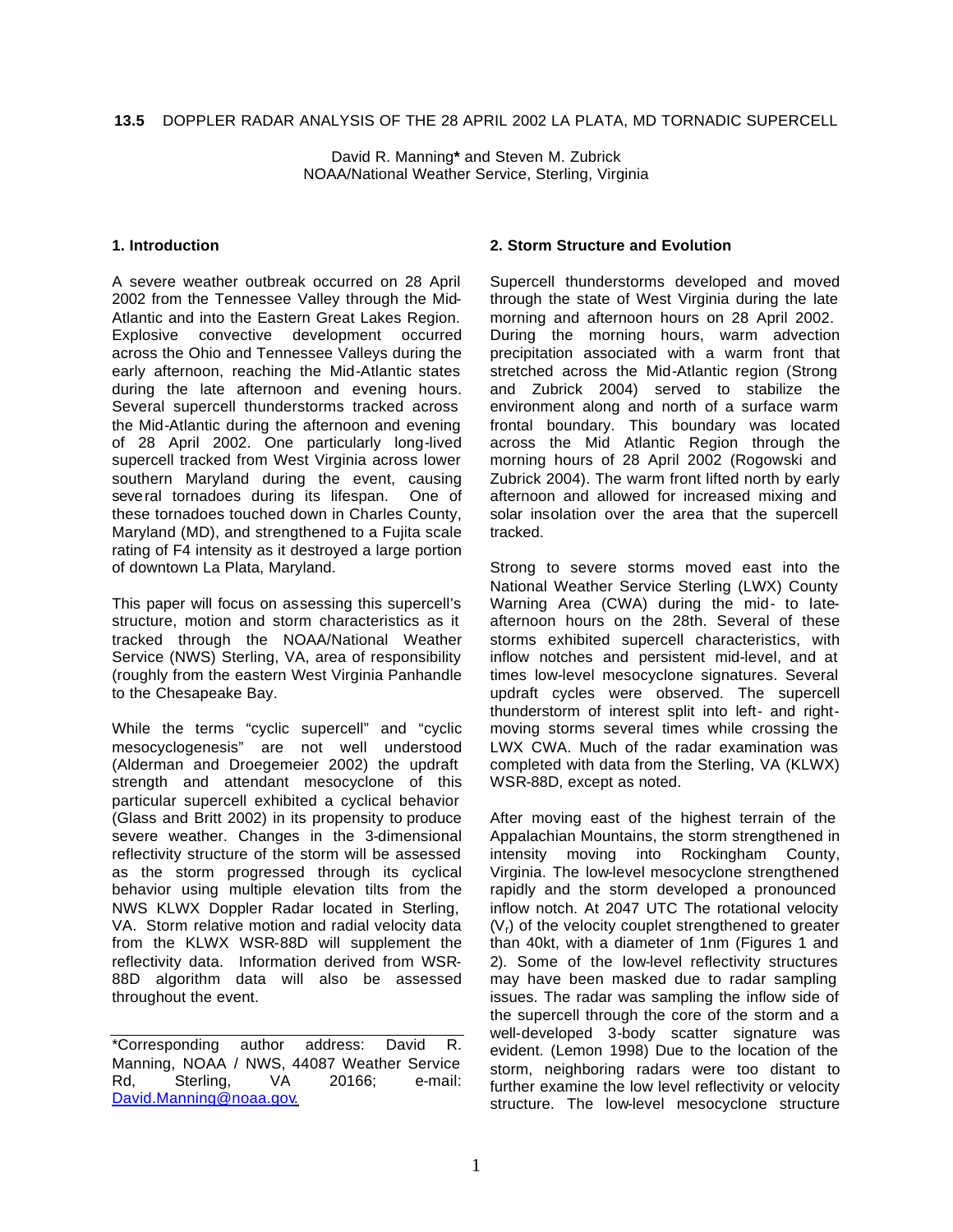# 13.5 DOPPLER RADAR ANALYSIS OF THE 28 APRIL 2002 LA PLATA, MD TORNADIC SUPERCELL

David R. Manning* and Steven M. Zubrick
NOAA/National Weather Service, Sterling, Virginia

## 1. Introduction

A severe weather outbreak occurred on 28 April 2002 from the Tennessee Valley through the Mid-Atlantic and into the Eastern Great Lakes Region. Explosive convective development occurred across the Ohio and Tennessee Valleys during the early afternoon, reaching the Mid-Atlantic states during the late afternoon and evening hours. Several supercell thunderstorms tracked across the Mid-Atlantic during the afternoon and evening of 28 April 2002. One particularly long-lived supercell tracked from West Virginia across lower southern Maryland during the event, causing several tornadoes during its lifespan. One of these tornadoes touched down in Charles County, Maryland (MD), and strengthened to a Fujita scale rating of F4 intensity as it destroyed a large portion of downtown La Plata, Maryland.

This paper will focus on assessing this supercell's structure, motion and storm characteristics as it tracked through the NOAA/National Weather Service (NWS) Sterling, VA, area of responsibility (roughly from the eastern West Virginia Panhandle to the Chesapeake Bay.

While the terms "cyclic supercell" and "cyclic mesocyclogenesis" are not well understood (Alderman and Droegemeier 2002) the updraft strength and attendant mesocyclone of this particular supercell exhibited a cyclical behavior (Glass and Britt 2002) in its propensity to produce severe weather. Changes in the 3-dimensional reflectivity structure of the storm will be assessed as the storm progressed through its cyclical behavior using multiple elevation tilts from the NWS KLWX Doppler Radar located in Sterling, VA. Storm relative motion and radial velocity data from the KLWX WSR-88D will supplement the reflectivity data. Information derived from WSR-88D algorithm data will also be assessed throughout the event.

*Corresponding author address: David R. Manning, NOAA / NWS, 44087 Weather Service Rd, Sterling, VA 20166; e-mail: David.Manning@noaa.gov.

## 2. Storm Structure and Evolution

Supercell thunderstorms developed and moved through the state of West Virginia during the late morning and afternoon hours on 28 April 2002. During the morning hours, warm advection precipitation associated with a warm front that stretched across the Mid-Atlantic region (Strong and Zubrick 2004) served to stabilize the environment along and north of a surface warm frontal boundary. This boundary was located across the Mid Atlantic Region through the morning hours of 28 April 2002 (Rogowski and Zubrick 2004). The warm front lifted north by early afternoon and allowed for increased mixing and solar insolation over the area that the supercell tracked.

Strong to severe storms moved east into the National Weather Service Sterling (LWX) County Warning Area (CWA) during the mid- to late-afternoon hours on the 28th. Several of these storms exhibited supercell characteristics, with inflow notches and persistent mid-level, and at times low-level mesocyclone signatures. Several updraft cycles were observed. The supercell thunderstorm of interest split into left- and right-moving storms several times while crossing the LWX CWA. Much of the radar examination was completed with data from the Sterling, VA (KLWX) WSR-88D, except as noted.

After moving east of the highest terrain of the Appalachian Mountains, the storm strengthened in intensity moving into Rockingham County, Virginia. The low-level mesocyclone strengthened rapidly and the storm developed a pronounced inflow notch. At 2047 UTC The rotational velocity ($V_r$) of the velocity couplet strengthened to greater than 40kt, with a diameter of 1nm (Figures 1 and 2). Some of the low-level reflectivity structures may have been masked due to radar sampling issues. The radar was sampling the inflow side of the supercell through the core of the storm and a well-developed 3-body scatter signature was evident. (Lemon 1998) Due to the location of the storm, neighboring radars were too distant to further examine the low level reflectivity or velocity structure. The low-level mesocyclone structure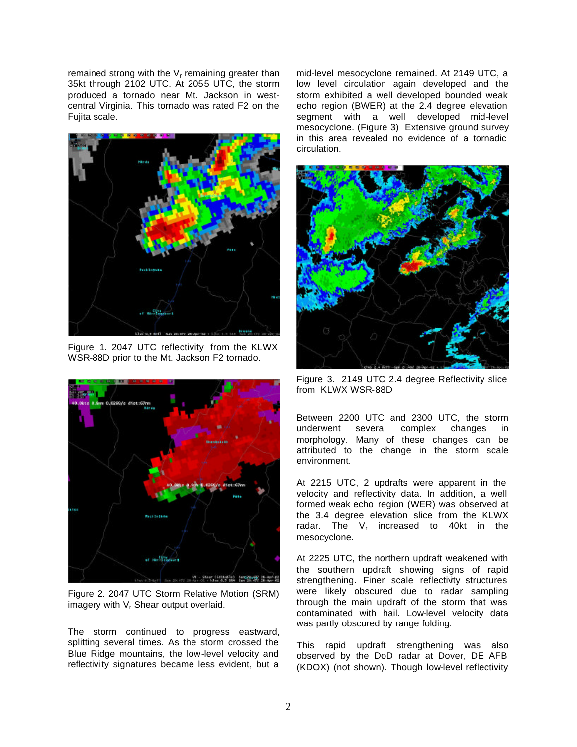remained strong with the $V_r$ remaining greater than 35kt through 2102 UTC. At 2055 UTC, the storm produced a tornado near Mt. Jackson in west-central Virginia. This tornado was rated F2 on the Fujita scale.

Figure 1. 2047 UTC reflectivity from the KLWX WSR-88D prior to the Mt. Jackson F2 tornado.

Figure 2. 2047 UTC Storm Relative Motion (SRM) imagery with $V_r$ Shear output overlaid.

The storm continued to progress eastward, splitting several times. As the storm crossed the Blue Ridge mountains, the low-level velocity and reflectivity signatures became less evident, but a mid-level mesocyclone remained. At 2149 UTC, a low level circulation again developed and the storm exhibited a well developed bounded weak echo region (BWER) at the 2.4 degree elevation segment with a well developed mid-level mesocyclone. (Figure 3) Extensive ground survey in this area revealed no evidence of a tornadic circulation.

Figure 3. 2149 UTC 2.4 degree Reflectivity slice from KLWX WSR-88D

Between 2200 UTC and 2300 UTC, the storm underwent several complex changes in morphology. Many of these changes can be attributed to the change in the storm scale environment.

At 2215 UTC, 2 updrafts were apparent in the velocity and reflectivity data. In addition, a well formed weak echo region (WER) was observed at the 3.4 degree elevation slice from the KLWX radar. The $V_r$ increased to 40kt in the mesocyclone.

At 2225 UTC, the northern updraft weakened with the southern updraft showing signs of rapid strengthening. Finer scale reflectivity structures were likely obscured due to radar sampling through the main updraft of the storm that was contaminated with hail. Low-level velocity data was partly obscured by range folding.

This rapid updraft strengthening was also observed by the DoD radar at Dover, DE AFB (KDOX) (not shown). Though low-level reflectivity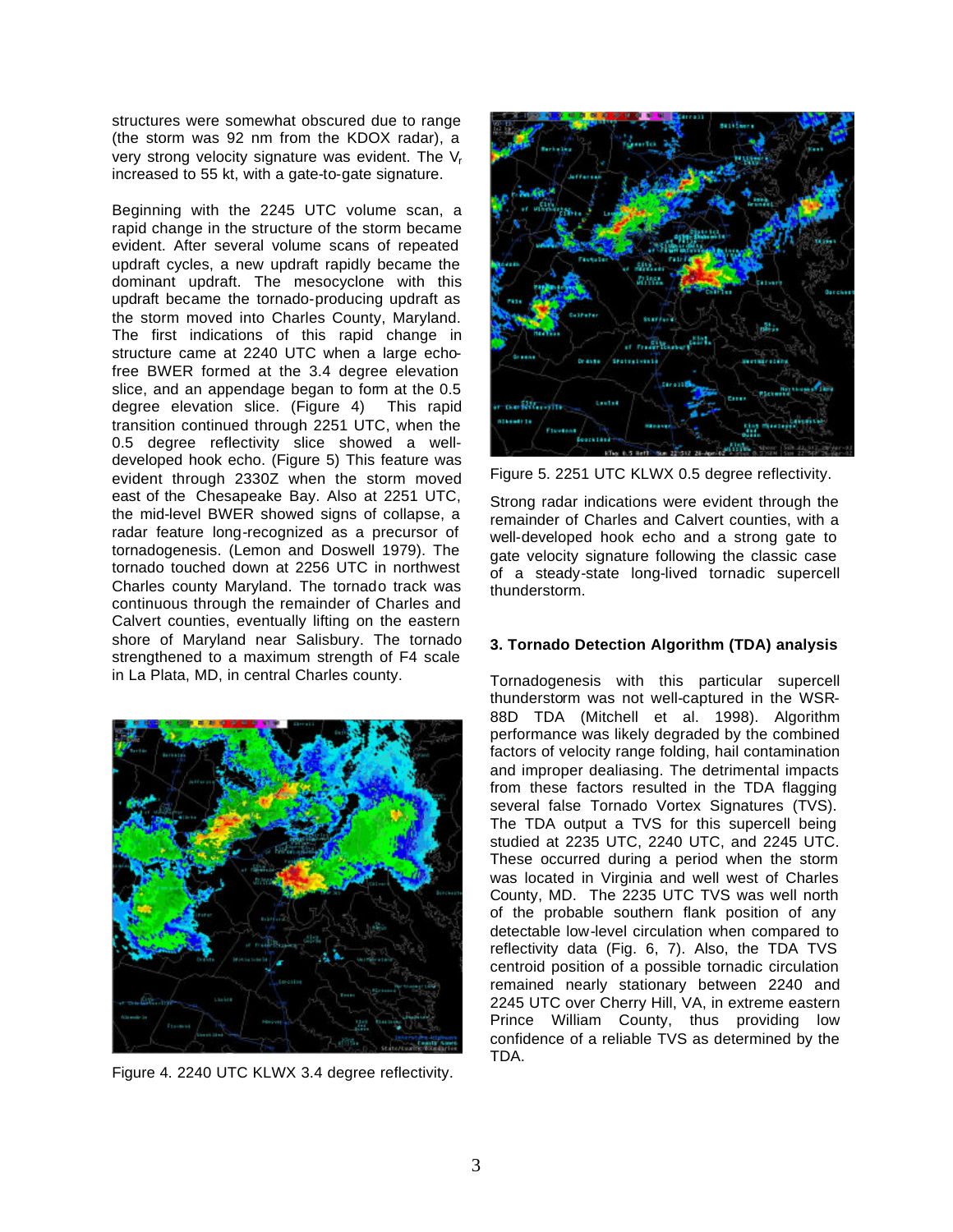structures were somewhat obscured due to range (the storm was 92 nm from the KDOX radar), a very strong velocity signature was evident. The $V_r$ increased to 55 kt, with a gate-to-gate signature.

Beginning with the 2245 UTC volume scan, a rapid change in the structure of the storm became evident. After several volume scans of repeated updraft cycles, a new updraft rapidly became the dominant updraft. The mesocyclone with this updraft became the tornado-producing updraft as the storm moved into Charles County, Maryland. The first indications of this rapid change in structure came at 2240 UTC when a large echo-free BWER formed at the 3.4 degree elevation slice, and an appendage began to form at the 0.5 degree elevation slice. (Figure 4) This rapid transition continued through 2251 UTC, when the 0.5 degree reflectivity slice showed a well-developed hook echo. (Figure 5) This feature was evident through 2330Z when the storm moved east of the Chesapeake Bay. Also at 2251 UTC, the mid-level BWER showed signs of collapse, a radar feature long-recognized as a precursor of tornadogenesis. (Lemon and Doswell 1979). The tornado touched down at 2256 UTC in northwest Charles county Maryland. The tornado track was continuous through the remainder of Charles and Calvert counties, eventually lifting on the eastern shore of Maryland near Salisbury. The tornado strengthened to a maximum strength of F4 scale in La Plata, MD, in central Charles county.

Figure 4. 2240 UTC KLWX 3.4 degree reflectivity.

Figure 5. 2251 UTC KLWX 0.5 degree reflectivity.

Strong radar indications were evident through the remainder of Charles and Calvert counties, with a well-developed hook echo and a strong gate to gate velocity signature following the classic case of a steady-state long-lived tornadic supercell thunderstorm.

### 3. Tornado Detection Algorithm (TDA) analysis

Tornadogenesis with this particular supercell thunderstorm was not well-captured in the WSR-88D TDA (Mitchell et al. 1998). Algorithm performance was likely degraded by the combined factors of velocity range folding, hail contamination and improper dealiasing. The detrimental impacts from these factors resulted in the TDA flagging several false Tornado Vortex Signatures (TVS). The TDA output a TVS for this supercell being studied at 2235 UTC, 2240 UTC, and 2245 UTC. These occurred during a period when the storm was located in Virginia and well west of Charles County, MD. The 2235 UTC TVS was well north of the probable southern flank position of any detectable low-level circulation when compared to reflectivity data (Fig. 6, 7). Also, the TDA TVS centroid position of a possible tornadic circulation remained nearly stationary between 2240 and 2245 UTC over Cherry Hill, VA, in extreme eastern Prince William County, thus providing low confidence of a reliable TVS as determined by the TDA.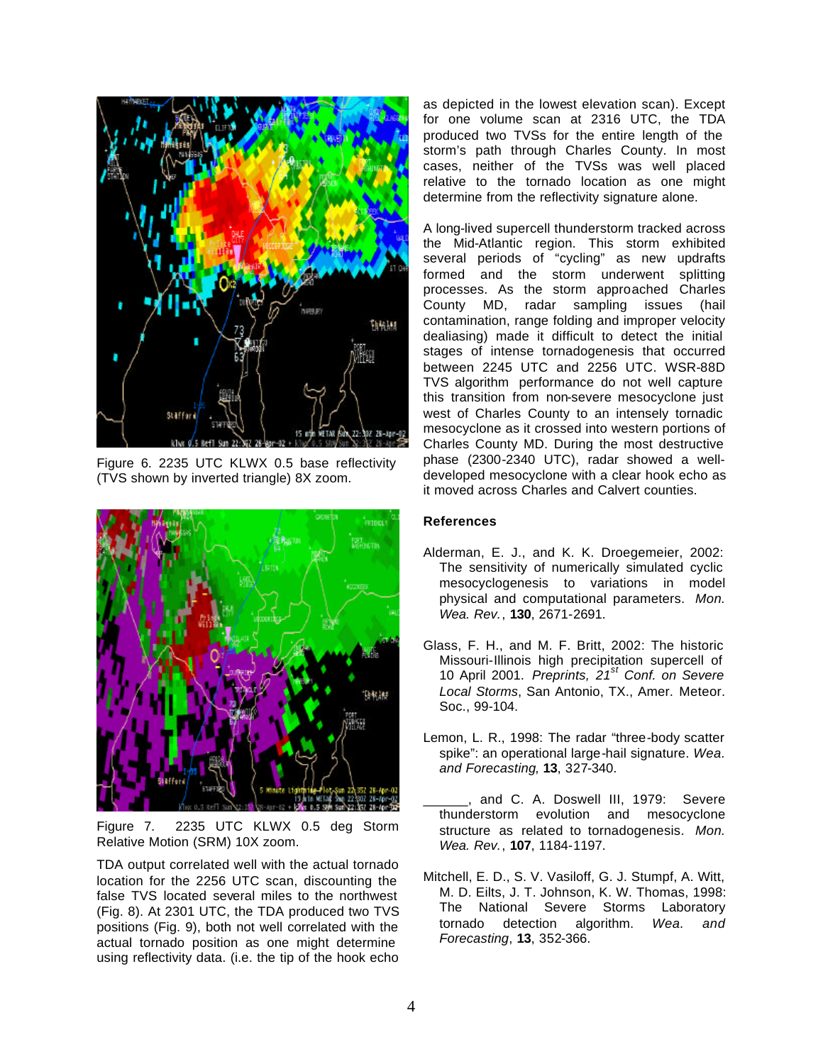Figure 6. 2235 UTC KLWX 0.5 base reflectivity (TVS shown by inverted triangle) 8X zoom.

Figure 7. 2235 UTC KLWX 0.5 deg Storm Relative Motion (SRM) 10X zoom.

TDA output correlated well with the actual tornado location for the 2256 UTC scan, discounting the false TVS located several miles to the northwest (Fig. 8). At 2301 UTC, the TDA produced two TVS positions (Fig. 9), both not well correlated with the actual tornado position as one might determine using reflectivity data. (i.e. the tip of the hook echo as depicted in the lowest elevation scan). Except for one volume scan at 2316 UTC, the TDA produced two TVSs for the entire length of the storm's path through Charles County. In most cases, neither of the TVSs was well placed relative to the tornado location as one might determine from the reflectivity signature alone.

A long-lived supercell thunderstorm tracked across the Mid-Atlantic region. This storm exhibited several periods of "cycling" as new updrafts formed and the storm underwent splitting processes. As the storm approached Charles County MD, radar sampling issues (hail contamination, range folding and improper velocity dealiasing) made it difficult to detect the initial stages of intense tornadogenesis that occurred between 2245 UTC and 2256 UTC. WSR-88D TVS algorithm performance do not well capture this transition from non-severe mesocyclone just west of Charles County to an intensely tornadic mesocyclone as it crossed into western portions of Charles County MD. During the most destructive phase (2300-2340 UTC), radar showed a well-developed mesocyclone with a clear hook echo as it moved across Charles and Calvert counties.

## References

Alderman, E. J., and K. K. Droegemeier, 2002: The sensitivity of numerically simulated cyclic mesocyclogenesis to variations in model physical and computational parameters. *Mon. Wea. Rev.*, **130**, 2671-2691.

Glass, F. H., and M. F. Britt, 2002: The historic Missouri-Illinois high precipitation supercell of 10 April 2001. *Preprints, 21st Conf. on Severe Local Storms*, San Antonio, TX., Amer. Meteor. Soc., 99-104.

Lemon, L. R., 1998: The radar "three-body scatter spike": an operational large-hail signature. *Wea. and Forecasting*, **13**, 327-340.

______, and C. A. Doswell III, 1979: Severe thunderstorm evolution and mesocyclone structure as related to tornadogenesis. *Mon. Wea. Rev.*, **107**, 1184-1197.

Mitchell, E. D., S. V. Vasiloff, G. J. Stumpf, A. Witt, M. D. Eilts, J. T. Johnson, K. W. Thomas, 1998: The National Severe Storms Laboratory tornado detection algorithm. *Wea. and Forecasting*, **13**, 352-366.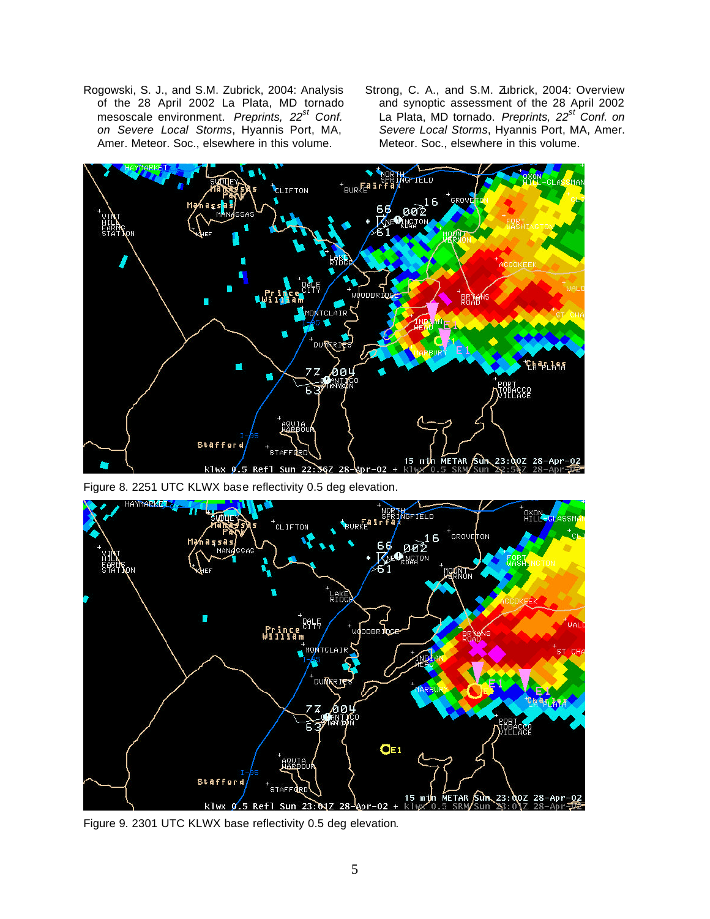Rogowski, S. J., and S.M. Zubrick, 2004: Analysis of the 28 April 2002 La Plata, MD tornado mesoscale environment. *Preprints, 22[st] Conf. on Severe Local Storms*, Hyannis Port, MA, Amer. Meteor. Soc., elsewhere in this volume.

Strong, C. A., and S.M. Zubrick, 2004: Overview and synoptic assessment of the 28 April 2002 La Plata, MD tornado. *Preprints, 22[st] Conf. on Severe Local Storms*, Hyannis Port, MA, Amer. Meteor. Soc., elsewhere in this volume.

Figure 8. 2251 UTC KLWX base reflectivity 0.5 deg elevation.

Figure 9. 2301 UTC KLWX base reflectivity 0.5 deg elevation.